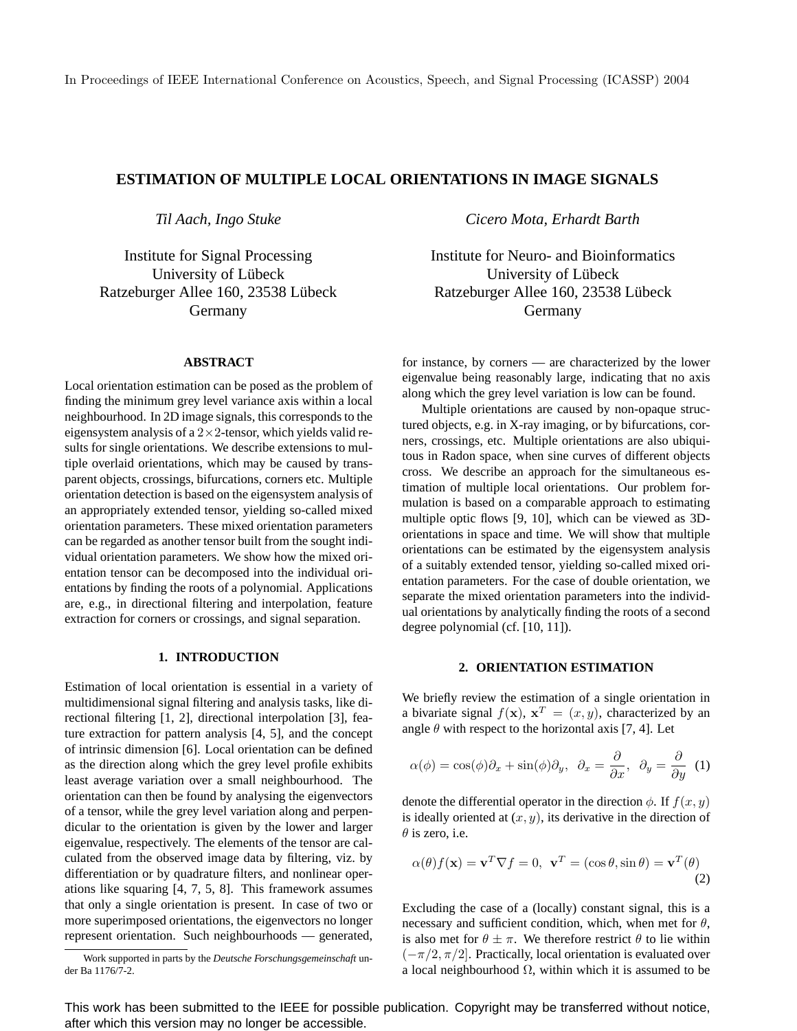In Proceedings of IEEE International Conference on Acoustics, Speech, and Signal Processing (ICASSP) 2004

# ESTIMATION OF MULTIPLE LOCAL ORIENTATIONS IN IMAGE SIGNALS

*Til Aach, Ingo Stuke*

Institute for Signal Processing
University of Lübeck
Ratzeburger Allee 160, 23538 Lübeck
Germany

*Cicero Mota, Erhardt Barth*

Institute for Neuro- and Bioinformatics
University of Lübeck
Ratzeburger Allee 160, 23538 Lübeck
Germany

## ABSTRACT

Local orientation estimation can be posed as the problem of finding the minimum grey level variance axis within a local neighbourhood. In 2D image signals, this corresponds to the eigensystem analysis of a $2\times 2$-tensor, which yields valid results for single orientations. We describe extensions to multiple overlaid orientations, which may be caused by transparent objects, crossings, bifurcations, corners etc. Multiple orientation detection is based on the eigensystem analysis of an appropriately extended tensor, yielding so-called mixed orientation parameters. These mixed orientation parameters can be regarded as another tensor built from the sought individual orientation parameters. We show how the mixed orientation tensor can be decomposed into the individual orientations by finding the roots of a polynomial. Applications are, e.g., in directional filtering and interpolation, feature extraction for corners or crossings, and signal separation.

## 1. INTRODUCTION

Estimation of local orientation is essential in a variety of multidimensional signal filtering and analysis tasks, like directional filtering [1, 2], directional interpolation [3], feature extraction for pattern analysis [4, 5], and the concept of intrinsic dimension [6]. Local orientation can be defined as the direction along which the grey level profile exhibits least average variation over a small neighbourhood. The orientation can then be found by analysing the eigenvectors of a tensor, while the grey level variation along and perpendicular to the orientation is given by the lower and larger eigenvalue, respectively. The elements of the tensor are calculated from the observed image data by filtering, viz. by differentiation or by quadrature filters, and nonlinear operations like squaring [4, 7, 5, 8]. This framework assumes that only a single orientation is present. In case of two or more superimposed orientations, the eigenvectors no longer represent orientation. Such neighbourhoods — generated, for instance, by corners — are characterized by the lower eigenvalue being reasonably large, indicating that no axis along which the grey level variation is low can be found.

Multiple orientations are caused by non-opaque structured objects, e.g. in X-ray imaging, or by bifurcations, corners, crossings, etc. Multiple orientations are also ubiquitous in Radon space, when sine curves of different objects cross. We describe an approach for the simultaneous estimation of multiple local orientations. Our problem formulation is based on a comparable approach to estimating multiple optic flows [9, 10], which can be viewed as 3D-orientations in space and time. We will show that multiple orientations can be estimated by the eigensystem analysis of a suitably extended tensor, yielding so-called mixed orientation parameters. For the case of double orientation, we separate the mixed orientation parameters into the individual orientations by analytically finding the roots of a second degree polynomial (cf. [10, 11]).

## 2. ORIENTATION ESTIMATION

We briefly review the estimation of a single orientation in a bivariate signal $f(\mathbf{x})$, $\mathbf{x}^T = (x, y)$, characterized by an angle $\theta$ with respect to the horizontal axis [7, 4]. Let

$$\alpha(\phi) = \cos(\phi)\partial_x + \sin(\phi)\partial_y, \;\; \partial_x = \frac{\partial}{\partial x}, \;\; \partial_y = \frac{\partial}{\partial y} \quad (1)$$

denote the differential operator in the direction $\phi$. If $f(x, y)$ is ideally oriented at $(x, y)$, its derivative in the direction of $\theta$ is zero, i.e.

$$\alpha(\theta)f(\mathbf{x}) = \mathbf{v}^T\nabla f = 0, \;\; \mathbf{v}^T = (\cos\theta, \sin\theta) = \mathbf{v}^T(\theta) \quad (2)$$

Excluding the case of a (locally) constant signal, this is a necessary and sufficient condition, which, when met for $\theta$, is also met for $\theta \pm \pi$. We therefore restrict $\theta$ to lie within $(-\pi/2, \pi/2]$. Practically, local orientation is evaluated over a local neighbourhood $\Omega$, within which it is assumed to be

Work supported in parts by the *Deutsche Forschungsgemeinschaft* under Ba 1176/7-2.

This work has been submitted to the IEEE for possible publication. Copyright may be transferred without notice, after which this version may no longer be accessible.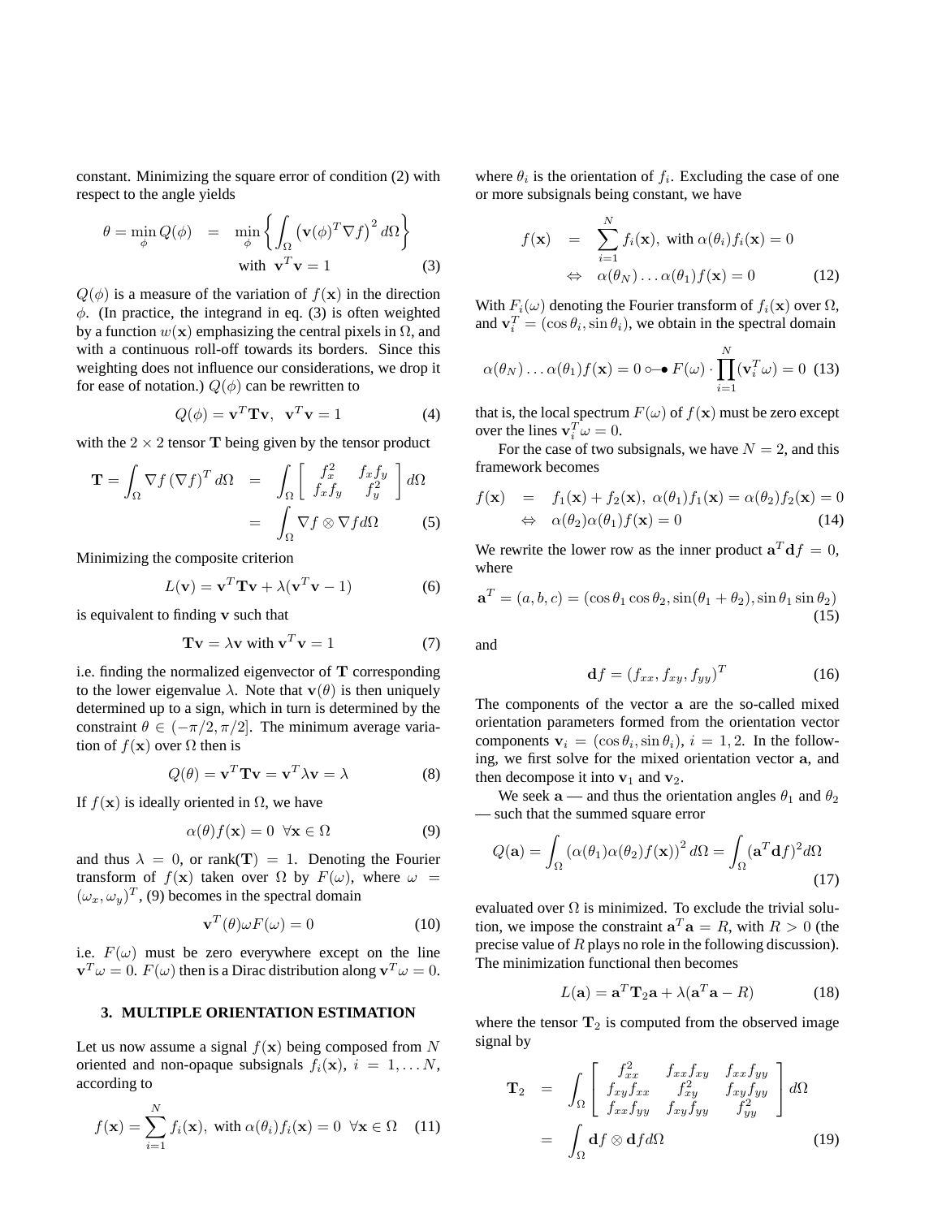constant. Minimizing the square error of condition (2) with respect to the angle yields

$$\theta = \min_{\phi} Q(\phi) \quad = \quad \min_{\phi} \left\{ \int_{\Omega} \left( \mathbf{v}(\phi)^T \nabla f \right)^2 d\Omega \right\} \quad \text{with } \mathbf{v}^T\mathbf{v} = 1 \tag{3}$$

$Q(\phi)$ is a measure of the variation of $f(\mathbf{x})$ in the direction $\phi$. (In practice, the integrand in eq. (3) is often weighted by a function $w(\mathbf{x})$ emphasizing the central pixels in $\Omega$, and with a continuous roll-off towards its borders. Since this weighting does not influence our considerations, we drop it for ease of notation.) $Q(\phi)$ can be rewritten to

$$Q(\phi) = \mathbf{v}^T \mathbf{T} \mathbf{v}, \ \ \mathbf{v}^T\mathbf{v} = 1 \tag{4}$$

with the $2 \times 2$ tensor $\mathbf{T}$ being given by the tensor product

$$\mathbf{T} = \int_{\Omega} \nabla f \, (\nabla f)^T \, d\Omega \quad = \quad \int_{\Omega} \begin{bmatrix} f_x^2 & f_x f_y \\ f_x f_y & f_y^2 \end{bmatrix} d\Omega \quad = \quad \int_{\Omega} \nabla f \otimes \nabla f d\Omega \tag{5}$$

Minimizing the composite criterion

$$L(\mathbf{v}) = \mathbf{v}^T \mathbf{T} \mathbf{v} + \lambda(\mathbf{v}^T\mathbf{v} - 1) \tag{6}$$

is equivalent to finding $\mathbf{v}$ such that

$$\mathbf{T}\mathbf{v} = \lambda \mathbf{v} \text{ with } \mathbf{v}^T\mathbf{v} = 1 \tag{7}$$

i.e. finding the normalized eigenvector of $\mathbf{T}$ corresponding to the lower eigenvalue $\lambda$. Note that $\mathbf{v}(\theta)$ is then uniquely determined up to a sign, which in turn is determined by the constraint $\theta \in (-\pi/2, \pi/2]$. The minimum average variation of $f(\mathbf{x})$ over $\Omega$ then is

$$Q(\theta) = \mathbf{v}^T \mathbf{T} \mathbf{v} = \mathbf{v}^T \lambda \mathbf{v} = \lambda \tag{8}$$

If $f(\mathbf{x})$ is ideally oriented in $\Omega$, we have

$$\alpha(\theta) f(\mathbf{x}) = 0 \ \ \forall \mathbf{x} \in \Omega \tag{9}$$

and thus $\lambda = 0$, or rank($\mathbf{T}$) $= 1$. Denoting the Fourier transform of $f(\mathbf{x})$ taken over $\Omega$ by $F(\omega)$, where $\omega = (\omega_x, \omega_y)^T$, (9) becomes in the spectral domain

$$\mathbf{v}^T(\theta) \omega F(\omega) = 0 \tag{10}$$

i.e. $F(\omega)$ must be zero everywhere except on the line $\mathbf{v}^T\omega = 0$. $F(\omega)$ then is a Dirac distribution along $\mathbf{v}^T\omega = 0$.

## 3. MULTIPLE ORIENTATION ESTIMATION

Let us now assume a signal $f(\mathbf{x})$ being composed from $N$ oriented and non-opaque subsignals $f_i(\mathbf{x})$, $i = 1, \ldots N$, according to

$$f(\mathbf{x}) = \sum_{i=1}^{N} f_i(\mathbf{x}), \text{ with } \alpha(\theta_i) f_i(\mathbf{x}) = 0 \ \ \forall \mathbf{x} \in \Omega \tag{11}$$

where $\theta_i$ is the orientation of $f_i$. Excluding the case of one or more subsignals being constant, we have

$$f(\mathbf{x}) \quad = \quad \sum_{i=1}^{N} f_i(\mathbf{x}), \text{ with } \alpha(\theta_i) f_i(\mathbf{x}) = 0 \quad \Leftrightarrow \quad \alpha(\theta_N) \ldots \alpha(\theta_1) f(\mathbf{x}) = 0 \tag{12}$$

With $F_i(\omega)$ denoting the Fourier transform of $f_i(\mathbf{x})$ over $\Omega$, and $\mathbf{v}_i^T = (\cos\theta_i, \sin\theta_i)$, we obtain in the spectral domain

$$\alpha(\theta_N) \ldots \alpha(\theta_1) f(\mathbf{x}) = 0 \circ\!\!-\!\!\bullet \ F(\omega) \cdot \prod_{i=1}^{N} (\mathbf{v}_i^T \omega) = 0 \tag{13}$$

that is, the local spectrum $F(\omega)$ of $f(\mathbf{x})$ must be zero except over the lines $\mathbf{v}_i^T\omega = 0$.

For the case of two subsignals, we have $N = 2$, and this framework becomes

$$f(\mathbf{x}) \quad = \quad f_1(\mathbf{x}) + f_2(\mathbf{x}), \ \alpha(\theta_1) f_1(\mathbf{x}) = \alpha(\theta_2) f_2(\mathbf{x}) = 0 \quad \Leftrightarrow \quad \alpha(\theta_2)\alpha(\theta_1) f(\mathbf{x}) = 0 \tag{14}$$

We rewrite the lower row as the inner product $\mathbf{a}^T \mathbf{d} f = 0$, where

$$\mathbf{a}^T = (a, b, c) = (\cos\theta_1 \cos\theta_2, \sin(\theta_1 + \theta_2), \sin\theta_1 \sin\theta_2) \tag{15}$$

and

$$\mathbf{d} f = (f_{xx}, f_{xy}, f_{yy})^T \tag{16}$$

The components of the vector $\mathbf{a}$ are the so-called mixed orientation parameters formed from the orientation vector components $\mathbf{v}_i = (\cos\theta_i, \sin\theta_i)$, $i = 1, 2$. In the following, we first solve for the mixed orientation vector $\mathbf{a}$, and then decompose it into $\mathbf{v}_1$ and $\mathbf{v}_2$.

We seek $\mathbf{a}$ — and thus the orientation angles $\theta_1$ and $\theta_2$ — such that the summed square error

$$Q(\mathbf{a}) = \int_{\Omega} \left( \alpha(\theta_1)\alpha(\theta_2) f(\mathbf{x}) \right)^2 d\Omega = \int_{\Omega} (\mathbf{a}^T \mathbf{d} f)^2 d\Omega \tag{17}$$

evaluated over $\Omega$ is minimized. To exclude the trivial solution, we impose the constraint $\mathbf{a}^T\mathbf{a} = R$, with $R > 0$ (the precise value of $R$ plays no role in the following discussion). The minimization functional then becomes

$$L(\mathbf{a}) = \mathbf{a}^T \mathbf{T}_2 \mathbf{a} + \lambda(\mathbf{a}^T\mathbf{a} - R) \tag{18}$$

where the tensor $\mathbf{T}_2$ is computed from the observed image signal by

$$\mathbf{T}_2 \quad = \quad \int_{\Omega} \begin{bmatrix} f_{xx}^2 & f_{xx} f_{xy} & f_{xx} f_{yy} \\ f_{xy} f_{xx} & f_{xy}^2 & f_{xy} f_{yy} \\ f_{xx} f_{yy} & f_{xy} f_{yy} & f_{yy}^2 \end{bmatrix} d\Omega \quad = \quad \int_{\Omega} \mathbf{d} f \otimes \mathbf{d} f d\Omega \tag{19}$$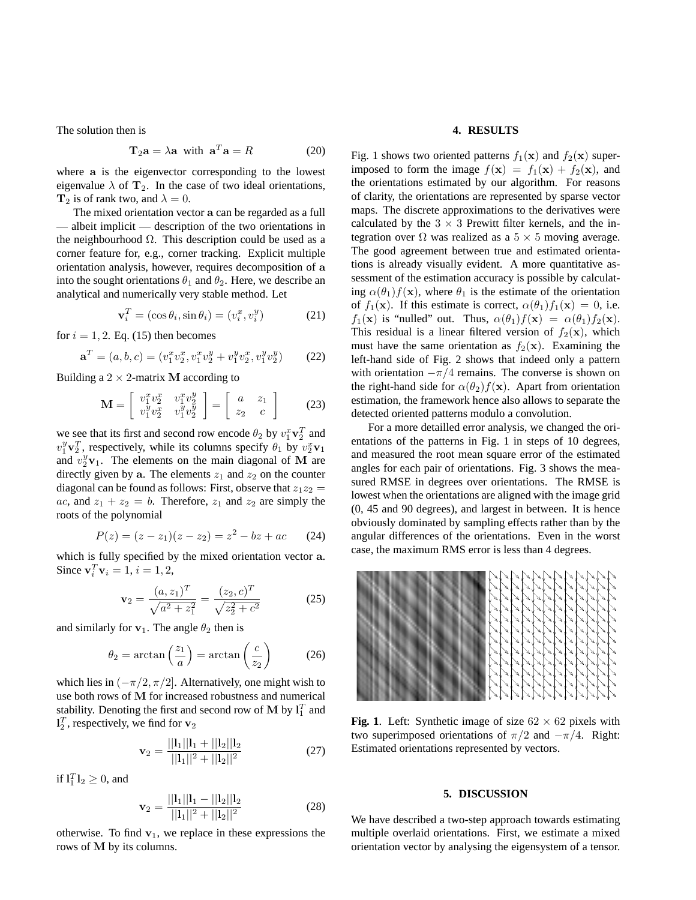The solution then is

$$\mathbf{T}_2\mathbf{a} = \lambda\mathbf{a} \text{ with } \mathbf{a}^T\mathbf{a} = R \tag{20}$$

where $\mathbf{a}$ is the eigenvector corresponding to the lowest eigenvalue $\lambda$ of $\mathbf{T}_2$. In the case of two ideal orientations, $\mathbf{T}_2$ is of rank two, and $\lambda = 0$.

The mixed orientation vector $\mathbf{a}$ can be regarded as a full — albeit implicit — description of the two orientations in the neighbourhood $\Omega$. This description could be used as a corner feature for, e.g., corner tracking. Explicit multiple orientation analysis, however, requires decomposition of $\mathbf{a}$ into the sought orientations $\theta_1$ and $\theta_2$. Here, we describe an analytical and numerically very stable method. Let

$$\mathbf{v}_i^T = (\cos\theta_i, \sin\theta_i) = (v_i^x, v_i^y) \tag{21}$$

for $i = 1, 2$. Eq. (15) then becomes

$$\mathbf{a}^T = (a, b, c) = (v_1^x v_2^x, v_1^x v_2^y + v_1^y v_2^x, v_1^y v_2^y) \tag{22}$$

Building a $2 \times 2$-matrix $\mathbf{M}$ according to

$$\mathbf{M} = \left[\begin{array}{cc} v_1^x v_2^x & v_1^x v_2^y \\ v_1^y v_2^x & v_1^y v_2^y \end{array}\right] = \left[\begin{array}{cc} a & z_1 \\ z_2 & c \end{array}\right] \tag{23}$$

we see that its first and second row encode $\theta_2$ by $v_1^x \mathbf{v}_2^T$ and $v_1^y \mathbf{v}_2^T$, respectively, while its columns specify $\theta_1$ by $v_2^x \mathbf{v}_1$ and $v_2^y \mathbf{v}_1$. The elements on the main diagonal of $\mathbf{M}$ are directly given by $\mathbf{a}$. The elements $z_1$ and $z_2$ on the counter diagonal can be found as follows: First, observe that $z_1 z_2 = ac$, and $z_1 + z_2 = b$. Therefore, $z_1$ and $z_2$ are simply the roots of the polynomial

$$P(z) = (z - z_1)(z - z_2) = z^2 - bz + ac \tag{24}$$

which is fully specified by the mixed orientation vector $\mathbf{a}$. Since $\mathbf{v}_i^T \mathbf{v}_i = 1$, $i = 1, 2$,

$$\mathbf{v}_2 = \frac{(a, z_1)^T}{\sqrt{a^2 + z_1^2}} = \frac{(z_2, c)^T}{\sqrt{z_2^2 + c^2}} \tag{25}$$

and similarly for $\mathbf{v}_1$. The angle $\theta_2$ then is

$$\theta_2 = \arctan\left(\frac{z_1}{a}\right) = \arctan\left(\frac{c}{z_2}\right) \tag{26}$$

which lies in $(-\pi/2, \pi/2]$. Alternatively, one might wish to use both rows of $\mathbf{M}$ for increased robustness and numerical stability. Denoting the first and second row of $\mathbf{M}$ by $\mathbf{l}_1^T$ and $\mathbf{l}_2^T$, respectively, we find for $\mathbf{v}_2$

$$\mathbf{v}_2 = \frac{||\mathbf{l}_1||\mathbf{l}_1 + ||\mathbf{l}_2||\mathbf{l}_2}{||\mathbf{l}_1||^2 + ||\mathbf{l}_2||^2} \tag{27}$$

if $\mathbf{l}_1^T \mathbf{l}_2 \geq 0$, and

$$\mathbf{v}_2 = \frac{||\mathbf{l}_1||\mathbf{l}_1 - ||\mathbf{l}_2||\mathbf{l}_2}{||\mathbf{l}_1||^2 + ||\mathbf{l}_2||^2} \tag{28}$$

otherwise. To find $\mathbf{v}_1$, we replace in these expressions the rows of $\mathbf{M}$ by its columns.

## 4. RESULTS

Fig. 1 shows two oriented patterns $f_1(\mathbf{x})$ and $f_2(\mathbf{x})$ superimposed to form the image $f(\mathbf{x}) = f_1(\mathbf{x}) + f_2(\mathbf{x})$, and the orientations estimated by our algorithm. For reasons of clarity, the orientations are represented by sparse vector maps. The discrete approximations to the derivatives were calculated by the $3 \times 3$ Prewitt filter kernels, and the integration over $\Omega$ was realized as a $5 \times 5$ moving average. The good agreement between true and estimated orientations is already visually evident. A more quantitative assessment of the estimation accuracy is possible by calculating $\alpha(\theta_1) f(\mathbf{x})$, where $\theta_1$ is the estimate of the orientation of $f_1(\mathbf{x})$. If this estimate is correct, $\alpha(\theta_1) f_1(\mathbf{x}) = 0$, i.e. $f_1(\mathbf{x})$ is "nulled" out. Thus, $\alpha(\theta_1) f(\mathbf{x}) = \alpha(\theta_1) f_2(\mathbf{x})$. This residual is a linear filtered version of $f_2(\mathbf{x})$, which must have the same orientation as $f_2(\mathbf{x})$. Examining the left-hand side of Fig. 2 shows that indeed only a pattern with orientation $-\pi/4$ remains. The converse is shown on the right-hand side for $\alpha(\theta_2) f(\mathbf{x})$. Apart from orientation estimation, the framework hence also allows to separate the detected oriented patterns modulo a convolution.

For a more detailled error analysis, we changed the orientations of the patterns in Fig. 1 in steps of 10 degrees, and measured the root mean square error of the estimated angles for each pair of orientations. Fig. 3 shows the measured RMSE in degrees over orientations. The RMSE is lowest when the orientations are aligned with the image grid (0, 45 and 90 degrees), and largest in between. It is hence obviously dominated by sampling effects rather than by the angular differences of the orientations. Even in the worst case, the maximum RMS error is less than 4 degrees.

**Fig. 1**. Left: Synthetic image of size $62 \times 62$ pixels with two superimposed orientations of $\pi/2$ and $-\pi/4$. Right: Estimated orientations represented by vectors.

## 5. DISCUSSION

We have described a two-step approach towards estimating multiple overlaid orientations. First, we estimate a mixed orientation vector by analysing the eigensystem of a tensor.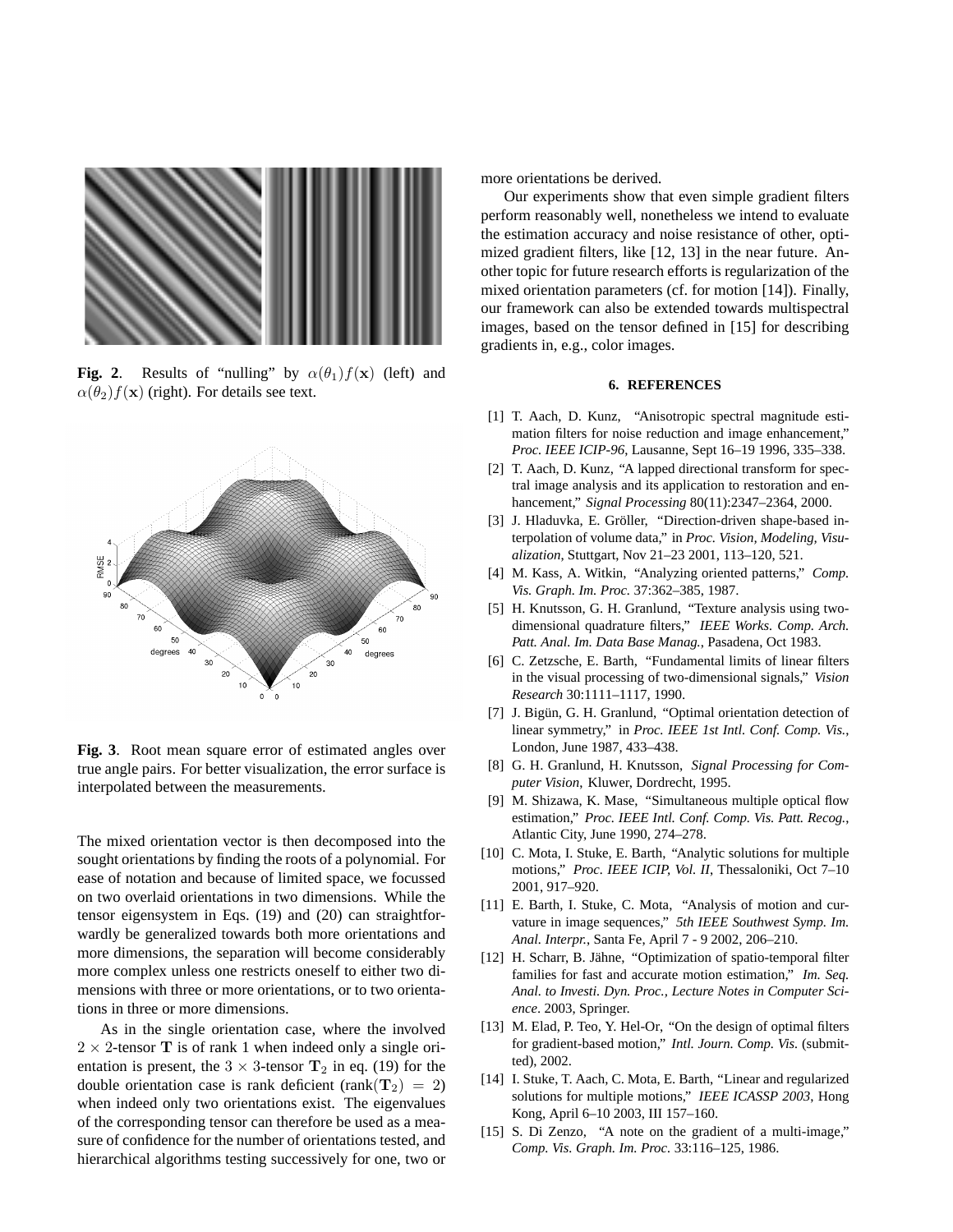**Fig. 2**. Results of "nulling" by $\alpha(\theta_1)f(\mathbf{x})$ (left) and $\alpha(\theta_2)f(\mathbf{x})$ (right). For details see text.

RMSE
4
2
0
90
80
70
60
50
degrees
40
30
20
10
0
0
10
20
30
40
degrees
50
60
70
80
90

**Fig. 3**. Root mean square error of estimated angles over true angle pairs. For better visualization, the error surface is interpolated between the measurements.

The mixed orientation vector is then decomposed into the sought orientations by finding the roots of a polynomial. For ease of notation and because of limited space, we focussed on two overlaid orientations in two dimensions. While the tensor eigensystem in Eqs. (19) and (20) can straightforwardly be generalized towards both more orientations and more dimensions, the separation will become considerably more complex unless one restricts oneself to either two dimensions with three or more orientations, or to two orientations in three or more dimensions.

As in the single orientation case, where the involved $2 \times 2$-tensor $\mathbf{T}$ is of rank 1 when indeed only a single orientation is present, the $3 \times 3$-tensor $\mathbf{T}_2$ in eq. (19) for the double orientation case is rank deficient ($\text{rank}(\mathbf{T}_2) = 2$) when indeed only two orientations exist. The eigenvalues of the corresponding tensor can therefore be used as a measure of confidence for the number of orientations tested, and hierarchical algorithms testing successively for one, two or more orientations be derived.

Our experiments show that even simple gradient filters perform reasonably well, nonetheless we intend to evaluate the estimation accuracy and noise resistance of other, optimized gradient filters, like [12, 13] in the near future. Another topic for future research efforts is regularization of the mixed orientation parameters (cf. for motion [14]). Finally, our framework can also be extended towards multispectral images, based on the tensor defined in [15] for describing gradients in, e.g., color images.

## 6. REFERENCES

[1] T. Aach, D. Kunz, "Anisotropic spectral magnitude estimation filters for noise reduction and image enhancement," *Proc. IEEE ICIP-96*, Lausanne, Sept 16–19 1996, 335–338.

[2] T. Aach, D. Kunz, "A lapped directional transform for spectral image analysis and its application to restoration and enhancement," *Signal Processing* 80(11):2347–2364, 2000.

[3] J. Hladuvka, E. Gröller, "Direction-driven shape-based interpolation of volume data," in *Proc. Vision, Modeling, Visualization*, Stuttgart, Nov 21–23 2001, 113–120, 521.

[4] M. Kass, A. Witkin, "Analyzing oriented patterns," *Comp. Vis. Graph. Im. Proc.* 37:362–385, 1987.

[5] H. Knutsson, G. H. Granlund, "Texture analysis using two-dimensional quadrature filters," *IEEE Works. Comp. Arch. Patt. Anal. Im. Data Base Manag.*, Pasadena, Oct 1983.

[6] C. Zetzsche, E. Barth, "Fundamental limits of linear filters in the visual processing of two-dimensional signals," *Vision Research* 30:1111–1117, 1990.

[7] J. Bigün, G. H. Granlund, "Optimal orientation detection of linear symmetry," in *Proc. IEEE 1st Intl. Conf. Comp. Vis.*, London, June 1987, 433–438.

[8] G. H. Granlund, H. Knutsson, *Signal Processing for Computer Vision*, Kluwer, Dordrecht, 1995.

[9] M. Shizawa, K. Mase, "Simultaneous multiple optical flow estimation," *Proc. IEEE Intl. Conf. Comp. Vis. Patt. Recog.*, Atlantic City, June 1990, 274–278.

[10] C. Mota, I. Stuke, E. Barth, "Analytic solutions for multiple motions," *Proc. IEEE ICIP, Vol. II*, Thessaloniki, Oct 7–10 2001, 917–920.

[11] E. Barth, I. Stuke, C. Mota, "Analysis of motion and curvature in image sequences," *5th IEEE Southwest Symp. Im. Anal. Interpr.*, Santa Fe, April 7 - 9 2002, 206–210.

[12] H. Scharr, B. Jähne, "Optimization of spatio-temporal filter families for fast and accurate motion estimation," *Im. Seq. Anal. to Investi. Dyn. Proc., Lecture Notes in Computer Science*. 2003, Springer.

[13] M. Elad, P. Teo, Y. Hel-Or, "On the design of optimal filters for gradient-based motion," *Intl. Journ. Comp. Vis.* (submitted), 2002.

[14] I. Stuke, T. Aach, C. Mota, E. Barth, "Linear and regularized solutions for multiple motions," *IEEE ICASSP 2003*, Hong Kong, April 6–10 2003, III 157–160.

[15] S. Di Zenzo, "A note on the gradient of a multi-image," *Comp. Vis. Graph. Im. Proc.* 33:116–125, 1986.